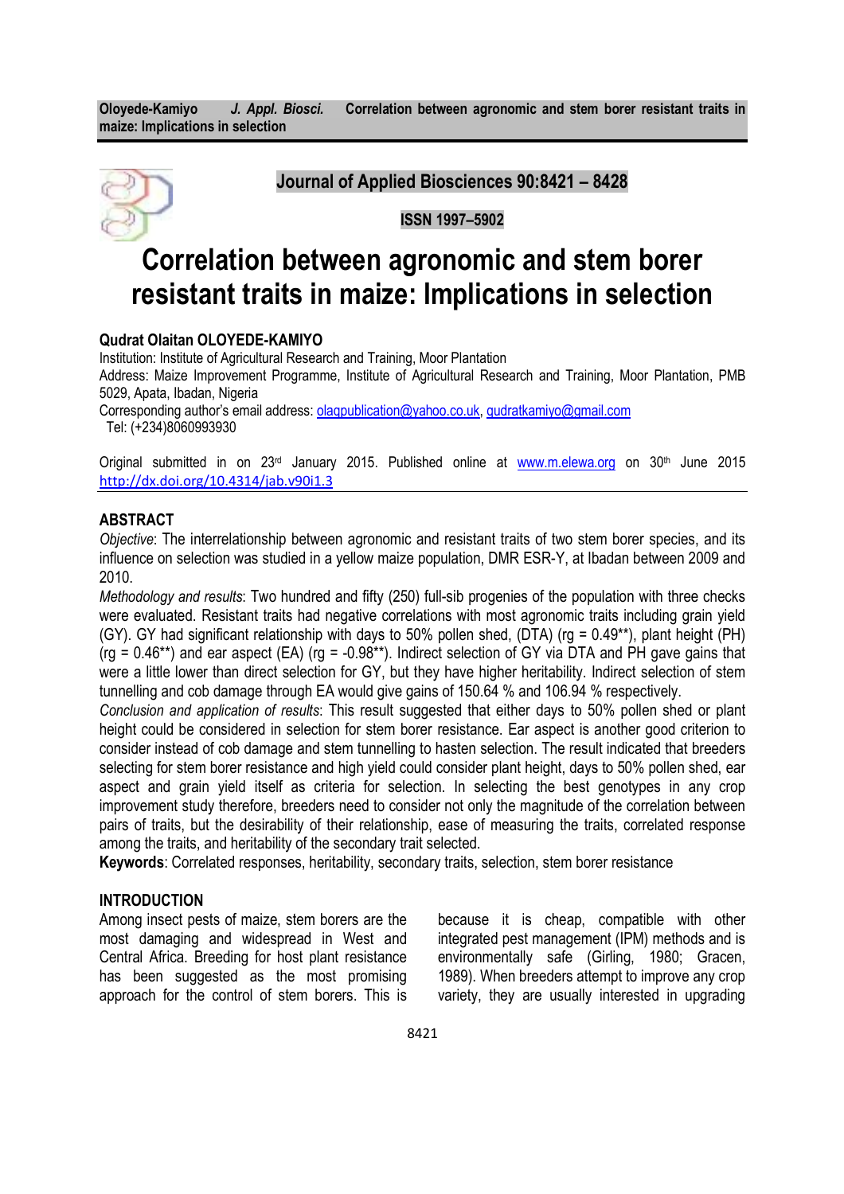Journal of Applied Biosciences 90:8421 – 8428

ISSN 1997–5902

# Correlation between agronomic and stem borer resistant traits in maize: Implications in selection

**Qudrat Olaitan OLOYEDE-KAMIYO**

Institution: Institute of Agricultural Research and Training, Moor Plantation

Address: Maize Improvement Programme, Institute of Agricultural Research and Training, Moor Plantation, PMB 5029, Apata, Ibadan, Nigeria

Corresponding author's email address: olaqpublication@yahoo.co.uk, qudratkamiyo@gmail.com

Tel: (+234)8060993930

Original submitted in on 23rd January 2015. Published online at www.m.elewa.org on 30th June 2015
http://dx.doi.org/10.4314/jab.v90i1.3

## ABSTRACT

*Objective*: The interrelationship between agronomic and resistant traits of two stem borer species, and its influence on selection was studied in a yellow maize population, DMR ESR-Y, at Ibadan between 2009 and 2010.

*Methodology and results*: Two hundred and fifty (250) full-sib progenies of the population with three checks were evaluated. Resistant traits had negative correlations with most agronomic traits including grain yield (GY). GY had significant relationship with days to 50% pollen shed, (DTA) ($r_g$ = 0.49**), plant height (PH) ($r_g$ = 0.46**) and ear aspect (EA) ($r_g$ = -0.98**). Indirect selection of GY via DTA and PH gave gains that were a little lower than direct selection for GY, but they have higher heritability. Indirect selection of stem tunnelling and cob damage through EA would give gains of 150.64 % and 106.94 % respectively.

*Conclusion and application of results*: This result suggested that either days to 50% pollen shed or plant height could be considered in selection for stem borer resistance. Ear aspect is another good criterion to consider instead of cob damage and stem tunnelling to hasten selection. The result indicated that breeders selecting for stem borer resistance and high yield could consider plant height, days to 50% pollen shed, ear aspect and grain yield itself as criteria for selection. In selecting the best genotypes in any crop improvement study therefore, breeders need to consider not only the magnitude of the correlation between pairs of traits, but the desirability of their relationship, ease of measuring the traits, correlated response among the traits, and heritability of the secondary trait selected.

**Keywords**: Correlated responses, heritability, secondary traits, selection, stem borer resistance

## INTRODUCTION

Among insect pests of maize, stem borers are the most damaging and widespread in West and Central Africa. Breeding for host plant resistance has been suggested as the most promising approach for the control of stem borers. This is because it is cheap, compatible with other integrated pest management (IPM) methods and is environmentally safe (Girling, 1980; Gracen, 1989). When breeders attempt to improve any crop variety, they are usually interested in upgrading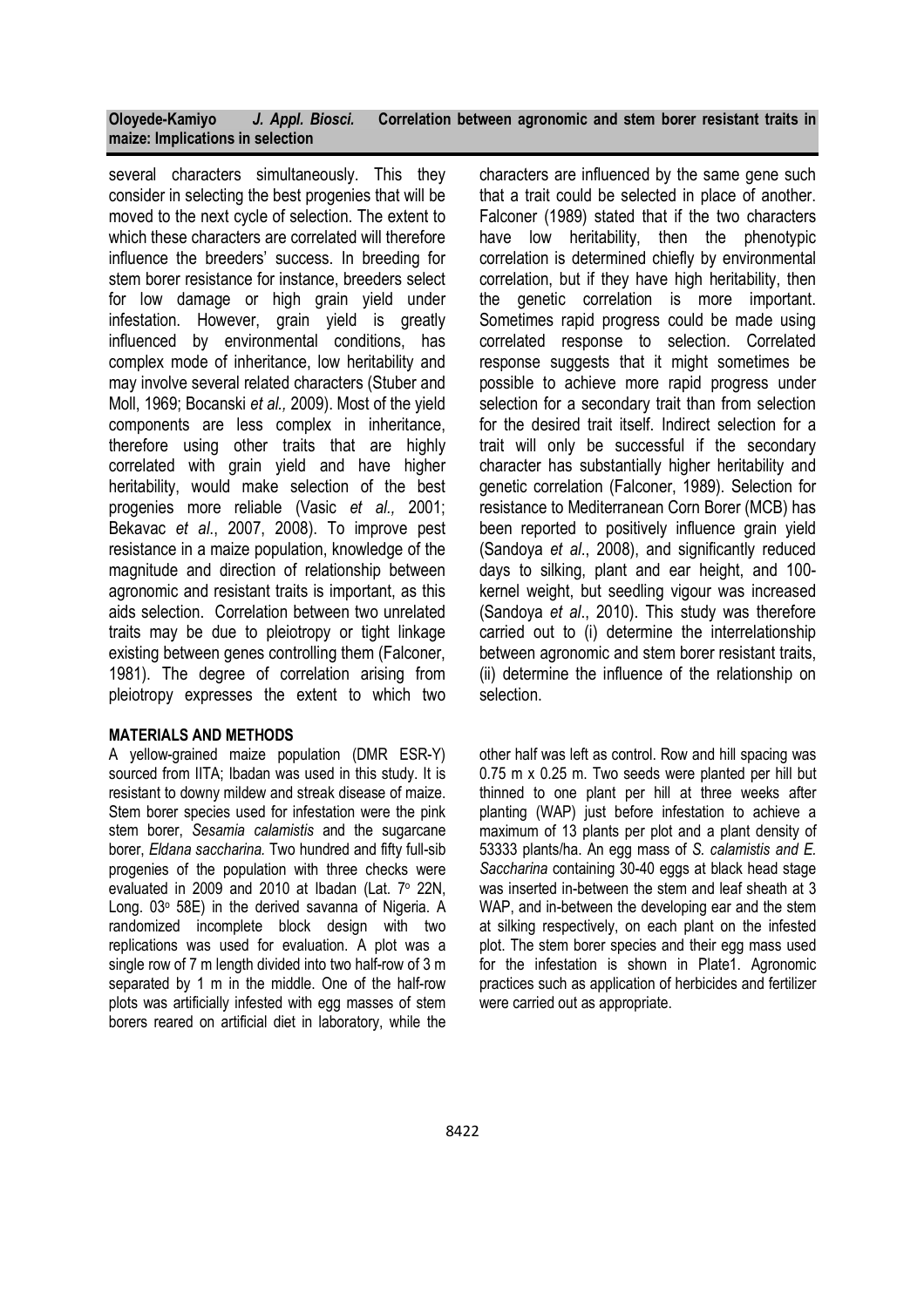several characters simultaneously. This they consider in selecting the best progenies that will be moved to the next cycle of selection. The extent to which these characters are correlated will therefore influence the breeders' success. In breeding for stem borer resistance for instance, breeders select for low damage or high grain yield under infestation. However, grain yield is greatly influenced by environmental conditions, has complex mode of inheritance, low heritability and may involve several related characters (Stuber and Moll, 1969; Bocanski *et al.,* 2009). Most of the yield components are less complex in inheritance, therefore using other traits that are highly correlated with grain yield and have higher heritability, would make selection of the best progenies more reliable (Vasic *et al.,* 2001; Bekavac *et al*., 2007, 2008). To improve pest resistance in a maize population, knowledge of the magnitude and direction of relationship between agronomic and resistant traits is important, as this aids selection. Correlation between two unrelated traits may be due to pleiotropy or tight linkage existing between genes controlling them (Falconer, 1981). The degree of correlation arising from pleiotropy expresses the extent to which two characters are influenced by the same gene such that a trait could be selected in place of another. Falconer (1989) stated that if the two characters have low heritability, then the phenotypic correlation is determined chiefly by environmental correlation, but if they have high heritability, then the genetic correlation is more important. Sometimes rapid progress could be made using correlated response to selection. Correlated response suggests that it might sometimes be possible to achieve more rapid progress under selection for a secondary trait than from selection for the desired trait itself. Indirect selection for a trait will only be successful if the secondary character has substantially higher heritability and genetic correlation (Falconer, 1989). Selection for resistance to Mediterranean Corn Borer (MCB) has been reported to positively influence grain yield (Sandoya *et al*., 2008), and significantly reduced days to silking, plant and ear height, and 100-kernel weight, but seedling vigour was increased (Sandoya *et al*., 2010). This study was therefore carried out to (i) determine the interrelationship between agronomic and stem borer resistant traits, (ii) determine the influence of the relationship on selection.

## MATERIALS AND METHODS

A yellow-grained maize population (DMR ESR-Y) sourced from IITA; Ibadan was used in this study. It is resistant to downy mildew and streak disease of maize. Stem borer species used for infestation were the pink stem borer, *Sesamia calamistis* and the sugarcane borer, *Eldana saccharina.* Two hundred and fifty full-sib progenies of the population with three checks were evaluated in 2009 and 2010 at Ibadan (Lat. 7° 22N, Long. 03° 58E) in the derived savanna of Nigeria. A randomized incomplete block design with two replications was used for evaluation. A plot was a single row of 7 m length divided into two half-row of 3 m separated by 1 m in the middle. One of the half-row plots was artificially infested with egg masses of stem borers reared on artificial diet in laboratory, while the other half was left as control. Row and hill spacing was 0.75 m x 0.25 m. Two seeds were planted per hill but thinned to one plant per hill at three weeks after planting (WAP) just before infestation to achieve a maximum of 13 plants per plot and a plant density of 53333 plants/ha. An egg mass of *S. calamistis and E. Saccharina* containing 30-40 eggs at black head stage was inserted in-between the stem and leaf sheath at 3 WAP, and in-between the developing ear and the stem at silking respectively, on each plant on the infested plot. The stem borer species and their egg mass used for the infestation is shown in Plate1. Agronomic practices such as application of herbicides and fertilizer were carried out as appropriate.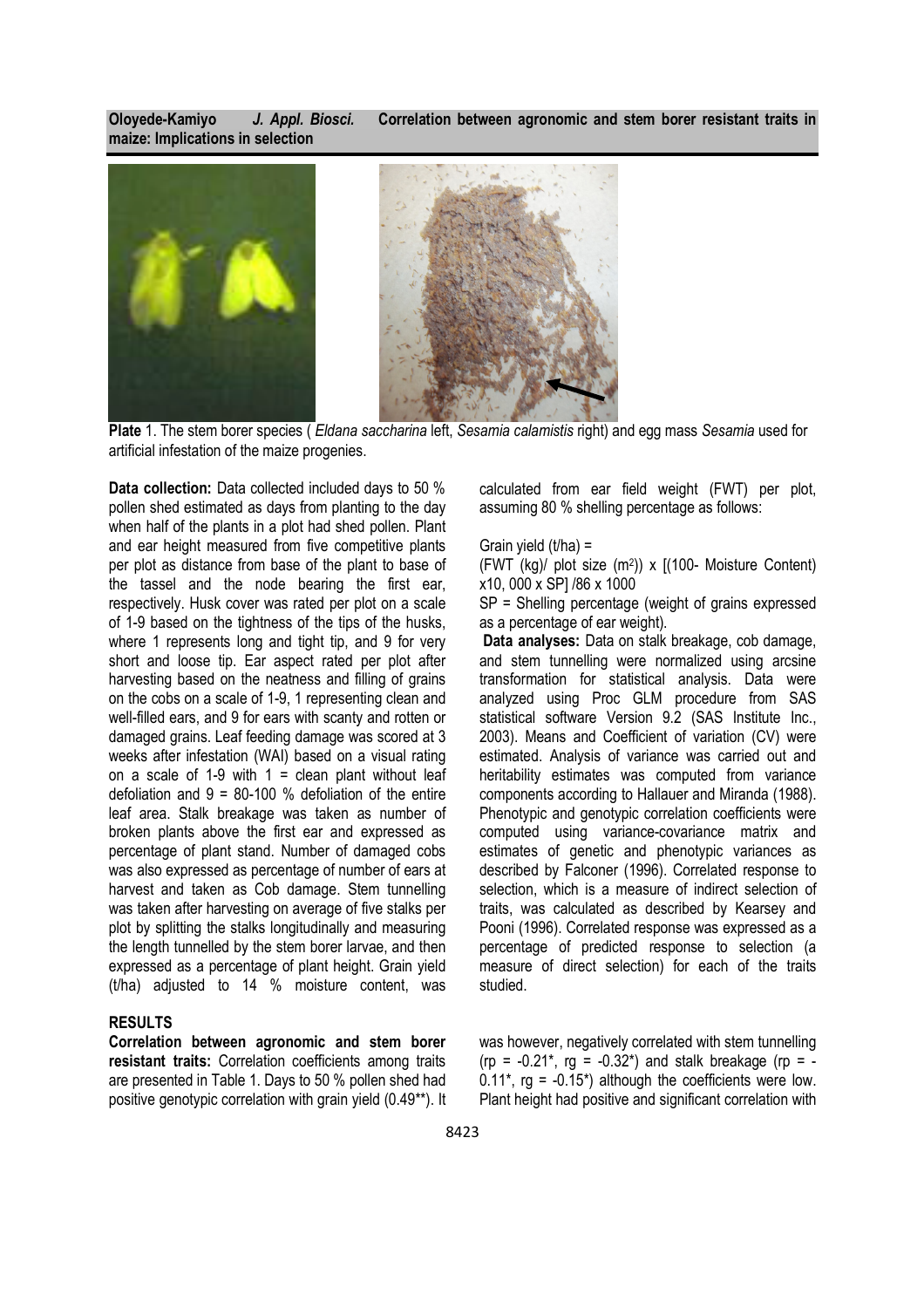**Plate** 1. The stem borer species ( *Eldana saccharina* left, *Sesamia calamistis* right) and egg mass *Sesamia* used for artificial infestation of the maize progenies.

**Data collection:** Data collected included days to 50 % pollen shed estimated as days from planting to the day when half of the plants in a plot had shed pollen. Plant and ear height measured from five competitive plants per plot as distance from base of the plant to base of the tassel and the node bearing the first ear, respectively. Husk cover was rated per plot on a scale of 1-9 based on the tightness of the tips of the husks, where 1 represents long and tight tip, and 9 for very short and loose tip. Ear aspect rated per plot after harvesting based on the neatness and filling of grains on the cobs on a scale of 1-9, 1 representing clean and well-filled ears, and 9 for ears with scanty and rotten or damaged grains. Leaf feeding damage was scored at 3 weeks after infestation (WAI) based on a visual rating on a scale of 1-9 with 1 = clean plant without leaf defoliation and 9 = 80-100 % defoliation of the entire leaf area. Stalk breakage was taken as number of broken plants above the first ear and expressed as percentage of plant stand. Number of damaged cobs was also expressed as percentage of number of ears at harvest and taken as Cob damage. Stem tunnelling was taken after harvesting on average of five stalks per plot by splitting the stalks longitudinally and measuring the length tunnelled by the stem borer larvae, and then expressed as a percentage of plant height. Grain yield (t/ha) adjusted to 14 % moisture content, was calculated from ear field weight (FWT) per plot, assuming 80 % shelling percentage as follows:

Grain yield (t/ha) =

(FWT (kg)/ plot size ($m^2$)) x [(100- Moisture Content) x10, 000 x SP] /86 x 1000

SP = Shelling percentage (weight of grains expressed as a percentage of ear weight).

**Data analyses:** Data on stalk breakage, cob damage, and stem tunnelling were normalized using arcsine transformation for statistical analysis. Data were analyzed using Proc GLM procedure from SAS statistical software Version 9.2 (SAS Institute Inc., 2003). Means and Coefficient of variation (CV) were estimated. Analysis of variance was carried out and heritability estimates was computed from variance components according to Hallauer and Miranda (1988). Phenotypic and genotypic correlation coefficients were computed using variance-covariance matrix and estimates of genetic and phenotypic variances as described by Falconer (1996). Correlated response to selection, which is a measure of indirect selection of traits, was calculated as described by Kearsey and Pooni (1996). Correlated response was expressed as a percentage of predicted response to selection (a measure of direct selection) for each of the traits studied.

## RESULTS

**Correlation between agronomic and stem borer resistant traits:** Correlation coefficients among traits are presented in Table 1. Days to 50 % pollen shed had positive genotypic correlation with grain yield (0.49**). It was however, negatively correlated with stem tunnelling ($r_p$ = -0.21*, $r_g$ = -0.32*) and stalk breakage ($r_p$ = -0.11*, $r_g$ = -0.15*) although the coefficients were low. Plant height had positive and significant correlation with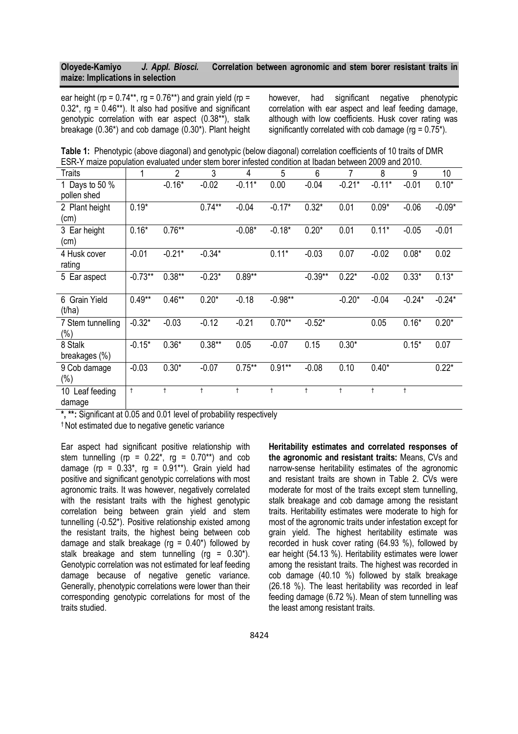ear height (rp = 0.74**, rg = 0.76**) and grain yield (rp = 0.32*, rg = 0.46**). It also had positive and significant genotypic correlation with ear aspect (0.38**), stalk breakage (0.36*) and cob damage (0.30*). Plant height however, had significant negative phenotypic correlation with ear aspect and leaf feeding damage, although with low coefficients. Husk cover rating was significantly correlated with cob damage (rg = 0.75*).

**Table 1:** Phenotypic (above diagonal) and genotypic (below diagonal) correlation coefficients of 10 traits of DMR ESR-Y maize population evaluated under stem borer infested condition at Ibadan between 2009 and 2010.

| Traits | 1 | 2 | 3 | 4 | 5 | 6 | 7 | 8 | 9 | 10 |
|---|---|---|---|---|---|---|---|---|---|---|
| 1 Days to 50 % pollen shed | | -0.16* | -0.02 | -0.11* | 0.00 | -0.04 | -0.21* | -0.11* | -0.01 | 0.10* |
| 2 Plant height (cm) | 0.19* | | 0.74** | -0.04 | -0.17* | 0.32* | 0.01 | 0.09* | -0.06 | -0.09* |
| 3 Ear height (cm) | 0.16* | 0.76** | | -0.08* | -0.18* | 0.20* | 0.01 | 0.11* | -0.05 | -0.01 |
| 4 Husk cover rating | -0.01 | -0.21* | -0.34* | | 0.11* | -0.03 | 0.07 | -0.02 | 0.08* | 0.02 |
| 5 Ear aspect | -0.73** | 0.38** | -0.23* | 0.89** | | -0.39** | 0.22* | -0.02 | 0.33* | 0.13* |
| 6 Grain Yield (t/ha) | 0.49** | 0.46** | 0.20* | -0.18 | -0.98** | | -0.20* | -0.04 | -0.24* | -0.24* |
| 7 Stem tunnelling (%) | -0.32* | -0.03 | -0.12 | -0.21 | 0.70** | -0.52* | | 0.05 | 0.16* | 0.20* |
| 8 Stalk breakages (%) | -0.15* | 0.36* | 0.38** | 0.05 | -0.07 | 0.15 | 0.30* | | 0.15* | 0.07 |
| 9 Cob damage (%) | -0.03 | 0.30* | -0.07 | 0.75** | 0.91** | -0.08 | 0.10 | 0.40* | | 0.22* |
| 10 Leaf feeding damage | † | † | † | † | † | † | † | † | † | |

*, **: Significant at 0.05 and 0.01 level of probability respectively

† Not estimated due to negative genetic variance

Ear aspect had significant positive relationship with stem tunnelling (rp = 0.22*, rg = 0.70**) and cob damage (rp = 0.33*, rg = 0.91**). Grain yield had positive and significant genotypic correlations with most agronomic traits. It was however, negatively correlated with the resistant traits with the highest genotypic correlation being between grain yield and stem tunnelling (-0.52*). Positive relationship existed among the resistant traits, the highest being between cob damage and stalk breakage (rg = 0.40*) followed by stalk breakage and stem tunnelling (rg = 0.30*). Genotypic correlation was not estimated for leaf feeding damage because of negative genetic variance. Generally, phenotypic correlations were lower than their corresponding genotypic correlations for most of the traits studied.

**Heritability estimates and correlated responses of the agronomic and resistant traits:** Means, CVs and narrow-sense heritability estimates of the agronomic and resistant traits are shown in Table 2. CVs were moderate for most of the traits except stem tunnelling, stalk breakage and cob damage among the resistant traits. Heritability estimates were moderate to high for most of the agronomic traits under infestation except for grain yield. The highest heritability estimate was recorded in husk cover rating (64.93 %), followed by ear height (54.13 %). Heritability estimates were lower among the resistant traits. The highest was recorded in cob damage (40.10 %) followed by stalk breakage (26.18 %). The least heritability was recorded in leaf feeding damage (6.72 %). Mean of stem tunnelling was the least among resistant traits.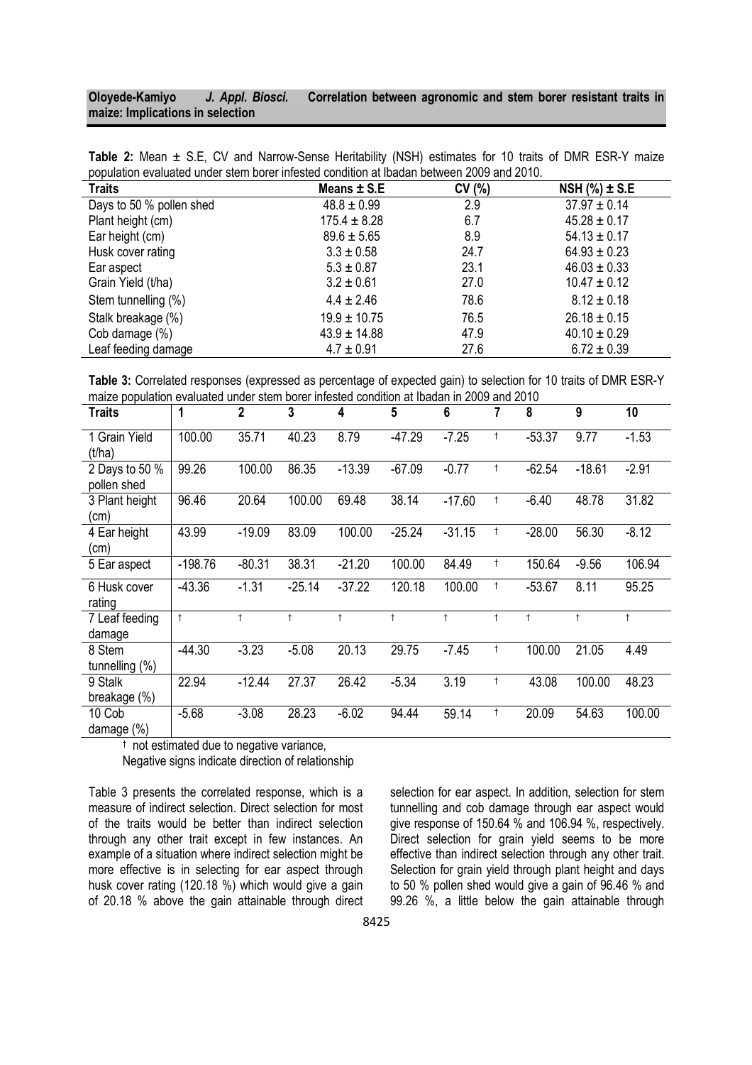**Table 2:** Mean ± S.E, CV and Narrow-Sense Heritability (NSH) estimates for 10 traits of DMR ESR-Y maize population evaluated under stem borer infested condition at Ibadan between 2009 and 2010.

| Traits | Means ± S.E | CV (%) | NSH (%) ± S.E |
|---|---|---|---|
| Days to 50 % pollen shed | 48.8 ± 0.99 | 2.9 | 37.97 ± 0.14 |
| Plant height (cm) | 175.4 ± 8.28 | 6.7 | 45.28 ± 0.17 |
| Ear height (cm) | 89.6 ± 5.65 | 8.9 | 54.13 ± 0.17 |
| Husk cover rating | 3.3 ± 0.58 | 24.7 | 64.93 ± 0.23 |
| Ear aspect | 5.3 ± 0.87 | 23.1 | 46.03 ± 0.33 |
| Grain Yield (t/ha) | 3.2 ± 0.61 | 27.0 | 10.47 ± 0.12 |
| Stem tunnelling (%) | 4.4 ± 2.46 | 78.6 | 8.12 ± 0.18 |
| Stalk breakage (%) | 19.9 ± 10.75 | 76.5 | 26.18 ± 0.15 |
| Cob damage (%) | 43.9 ± 14.88 | 47.9 | 40.10 ± 0.29 |
| Leaf feeding damage | 4.7 ± 0.91 | 27.6 | 6.72 ± 0.39 |

**Table 3:** Correlated responses (expressed as percentage of expected gain) to selection for 10 traits of DMR ESR-Y maize population evaluated under stem borer infested condition at Ibadan in 2009 and 2010

| Traits | 1 | 2 | 3 | 4 | 5 | 6 | 7 | 8 | 9 | 10 |
|---|---|---|---|---|---|---|---|---|---|---|
| 1 Grain Yield (t/ha) | 100.00 | 35.71 | 40.23 | 8.79 | -47.29 | -7.25 | † | -53.37 | 9.77 | -1.53 |
| 2 Days to 50 % pollen shed | 99.26 | 100.00 | 86.35 | -13.39 | -67.09 | -0.77 | † | -62.54 | -18.61 | -2.91 |
| 3 Plant height (cm) | 96.46 | 20.64 | 100.00 | 69.48 | 38.14 | -17.60 | † | -6.40 | 48.78 | 31.82 |
| 4 Ear height (cm) | 43.99 | -19.09 | 83.09 | 100.00 | -25.24 | -31.15 | † | -28.00 | 56.30 | -8.12 |
| 5 Ear aspect | -198.76 | -80.31 | 38.31 | -21.20 | 100.00 | 84.49 | † | 150.64 | -9.56 | 106.94 |
| 6 Husk cover rating | -43.36 | -1.31 | -25.14 | -37.22 | 120.18 | 100.00 | † | -53.67 | 8.11 | 95.25 |
| 7 Leaf feeding damage | † | † | † | † | † | † | † | † | † | † |
| 8 Stem tunnelling (%) | -44.30 | -3.23 | -5.08 | 20.13 | 29.75 | -7.45 | † | 100.00 | 21.05 | 4.49 |
| 9 Stalk breakage (%) | 22.94 | -12.44 | 27.37 | 26.42 | -5.34 | 3.19 | † | 43.08 | 100.00 | 48.23 |
| 10 Cob damage (%) | -5.68 | -3.08 | 28.23 | -6.02 | 94.44 | 59.14 | † | 20.09 | 54.63 | 100.00 |

† not estimated due to negative variance,
Negative signs indicate direction of relationship

Table 3 presents the correlated response, which is a measure of indirect selection. Direct selection for most of the traits would be better than indirect selection through any other trait except in few instances. An example of a situation where indirect selection might be more effective is in selecting for ear aspect through husk cover rating (120.18 %) which would give a gain of 20.18 % above the gain attainable through direct selection for ear aspect. In addition, selection for stem tunnelling and cob damage through ear aspect would give response of 150.64 % and 106.94 %, respectively. Direct selection for grain yield seems to be more effective than indirect selection through any other trait. Selection for grain yield through plant height and days to 50 % pollen shed would give a gain of 96.46 % and 99.26 %, a little below the gain attainable through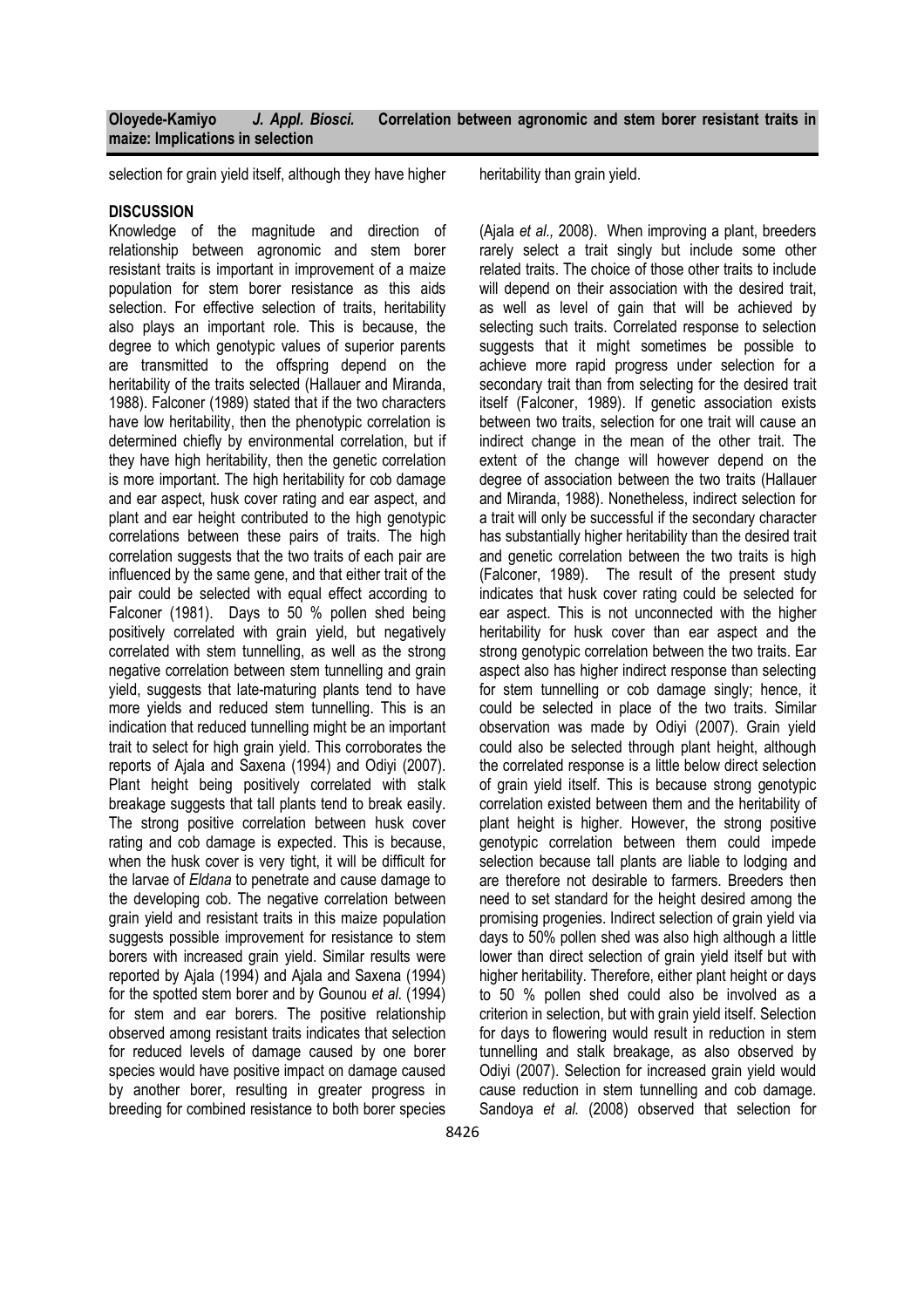selection for grain yield itself, although they have higher heritability than grain yield.

## DISCUSSION

Knowledge of the magnitude and direction of relationship between agronomic and stem borer resistant traits is important in improvement of a maize population for stem borer resistance as this aids selection. For effective selection of traits, heritability also plays an important role. This is because, the degree to which genotypic values of superior parents are transmitted to the offspring depend on the heritability of the traits selected (Hallauer and Miranda, 1988). Falconer (1989) stated that if the two characters have low heritability, then the phenotypic correlation is determined chiefly by environmental correlation, but if they have high heritability, then the genetic correlation is more important. The high heritability for cob damage and ear aspect, husk cover rating and ear aspect, and plant and ear height contributed to the high genotypic correlations between these pairs of traits. The high correlation suggests that the two traits of each pair are influenced by the same gene, and that either trait of the pair could be selected with equal effect according to Falconer (1981). Days to 50 % pollen shed being positively correlated with grain yield, but negatively correlated with stem tunnelling, as well as the strong negative correlation between stem tunnelling and grain yield, suggests that late-maturing plants tend to have more yields and reduced stem tunnelling. This is an indication that reduced tunnelling might be an important trait to select for high grain yield. This corroborates the reports of Ajala and Saxena (1994) and Odiyi (2007). Plant height being positively correlated with stalk breakage suggests that tall plants tend to break easily. The strong positive correlation between husk cover rating and cob damage is expected. This is because, when the husk cover is very tight, it will be difficult for the larvae of *Eldana* to penetrate and cause damage to the developing cob. The negative correlation between grain yield and resistant traits in this maize population suggests possible improvement for resistance to stem borers with increased grain yield. Similar results were reported by Ajala (1994) and Ajala and Saxena (1994) for the spotted stem borer and by Gounou *et al*. (1994) for stem and ear borers. The positive relationship observed among resistant traits indicates that selection for reduced levels of damage caused by one borer species would have positive impact on damage caused by another borer, resulting in greater progress in breeding for combined resistance to both borer species (Ajala *et al.,* 2008). When improving a plant, breeders rarely select a trait singly but include some other related traits. The choice of those other traits to include will depend on their association with the desired trait, as well as level of gain that will be achieved by selecting such traits. Correlated response to selection suggests that it might sometimes be possible to achieve more rapid progress under selection for a secondary trait than from selecting for the desired trait itself (Falconer, 1989). If genetic association exists between two traits, selection for one trait will cause an indirect change in the mean of the other trait. The extent of the change will however depend on the degree of association between the two traits (Hallauer and Miranda, 1988). Nonetheless, indirect selection for a trait will only be successful if the secondary character has substantially higher heritability than the desired trait and genetic correlation between the two traits is high (Falconer, 1989). The result of the present study indicates that husk cover rating could be selected for ear aspect. This is not unconnected with the higher heritability for husk cover than ear aspect and the strong genotypic correlation between the two traits. Ear aspect also has higher indirect response than selecting for stem tunnelling or cob damage singly; hence, it could be selected in place of the two traits. Similar observation was made by Odiyi (2007). Grain yield could also be selected through plant height, although the correlated response is a little below direct selection of grain yield itself. This is because strong genotypic correlation existed between them and the heritability of plant height is higher. However, the strong positive genotypic correlation between them could impede selection because tall plants are liable to lodging and are therefore not desirable to farmers. Breeders then need to set standard for the height desired among the promising progenies. Indirect selection of grain yield via days to 50% pollen shed was also high although a little lower than direct selection of grain yield itself but with higher heritability. Therefore, either plant height or days to 50 % pollen shed could also be involved as a criterion in selection, but with grain yield itself. Selection for days to flowering would result in reduction in stem tunnelling and stalk breakage, as also observed by Odiyi (2007). Selection for increased grain yield would cause reduction in stem tunnelling and cob damage. Sandoya *et al.* (2008) observed that selection for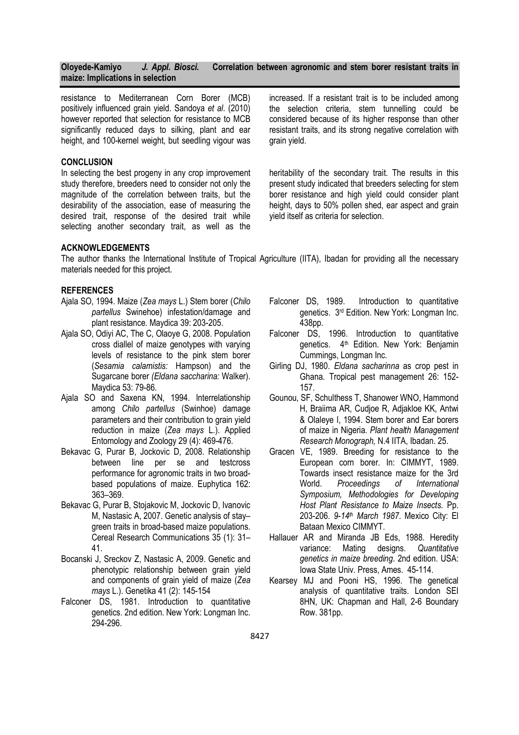resistance to Mediterranean Corn Borer (MCB) positively influenced grain yield. Sandoya *et al*. (2010) however reported that selection for resistance to MCB significantly reduced days to silking, plant and ear height, and 100-kernel weight, but seedling vigour was increased. If a resistant trait is to be included among the selection criteria, stem tunnelling could be considered because of its higher response than other resistant traits, and its strong negative correlation with grain yield.

## CONCLUSION

In selecting the best progeny in any crop improvement study therefore, breeders need to consider not only the magnitude of the correlation between traits, but the desirability of the association, ease of measuring the desired trait, response of the desired trait while selecting another secondary trait, as well as the heritability of the secondary trait. The results in this present study indicated that breeders selecting for stem borer resistance and high yield could consider plant height, days to 50% pollen shed, ear aspect and grain yield itself as criteria for selection.

## ACKNOWLEDGEMENTS

The author thanks the International Institute of Tropical Agriculture (IITA), Ibadan for providing all the necessary materials needed for this project.

## REFERENCES

Ajala SO, 1994. Maize (*Zea mays* L.) Stem borer (*Chilo partellus* Swinehoe) infestation/damage and plant resistance. Maydica 39: 203-205.

Ajala SO, Odiyi AC, The C, Olaoye G, 2008. Population cross diallel of maize genotypes with varying levels of resistance to the pink stem borer (*Sesamia calamistis:* Hampson) and the Sugarcane borer *(Eldana saccharina:* Walker). Maydica 53: 79-86.

Ajala SO and Saxena KN, 1994. Interrelationship among *Chilo partellus* (Swinhoe) damage parameters and their contribution to grain yield reduction in maize (*Zea mays* L.). Applied Entomology and Zoology 29 (4): 469-476.

Bekavac G, Purar B, Jockovic D, 2008. Relationship between line per se and testcross performance for agronomic traits in two broad-based populations of maize. Euphytica 162: 363–369.

Bekavac G, Purar B, Stojakovic M, Jockovic D, Ivanovic M, Nastasic A, 2007. Genetic analysis of stay–green traits in broad-based maize populations. Cereal Research Communications 35 (1): 31–41.

Bocanski J, Sreckov Z, Nastasic A, 2009. Genetic and phenotypic relationship between grain yield and components of grain yield of maize (*Zea mays* L.). Genetika 41 (2): 145-154

Falconer DS, 1981. Introduction to quantitative genetics. 2nd edition. New York: Longman Inc. 294-296.

Falconer DS, 1989. Introduction to quantitative genetics. 3rd Edition. New York: Longman Inc. 438pp.

Falconer DS, 1996. Introduction to quantitative genetics. 4th Edition. New York: Benjamin Cummings, Longman Inc.

Girling DJ, 1980. *Eldana sacharinna* as crop pest in Ghana. Tropical pest management 26: 152-157.

Gounou, SF, Schulthess T, Shanower WNO, Hammond H, Braiima AR, Cudjoe R, Adjakloe KK, Antwi & Olaleye I, 1994. Stem borer and Ear borers of maize in Nigeria. *Plant health Management Research Monograph,* N.4 IITA, Ibadan. 25.

Gracen VE, 1989. Breeding for resistance to the European corn borer. In: CIMMYT, 1989. Towards insect resistance maize for the 3rd World. *Proceedings of International Symposium, Methodologies for Developing Host Plant Resistance to Maize Insects.* Pp. 203-206. *9-14th March 1987*. Mexico City: El Bataan Mexico CIMMYT.

Hallauer AR and Miranda JB Eds, 1988. Heredity variance: Mating designs. *Quantitative genetics in maize breeding*. 2nd edition. USA: Iowa State Univ. Press, Ames. 45-114.

Kearsey MJ and Pooni HS, 1996. The genetical analysis of quantitative traits. London SEI 8HN, UK: Chapman and Hall, 2-6 Boundary Row. 381pp.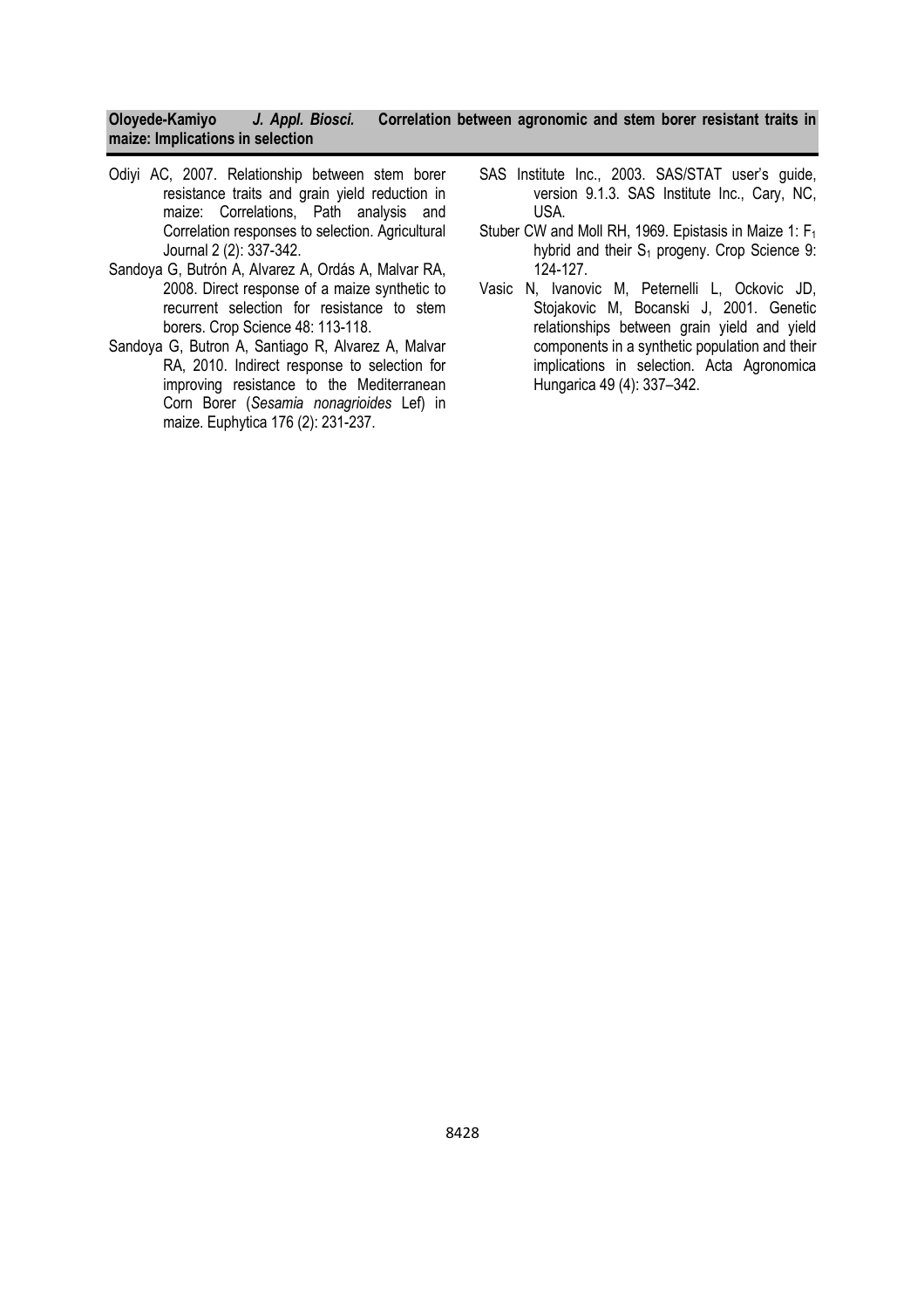Odiyi AC, 2007. Relationship between stem borer resistance traits and grain yield reduction in maize: Correlations, Path analysis and Correlation responses to selection. Agricultural Journal 2 (2): 337-342.

Sandoya G, Butrón A, Alvarez A, Ordás A, Malvar RA, 2008. Direct response of a maize synthetic to recurrent selection for resistance to stem borers. Crop Science 48: 113-118.

Sandoya G, Butron A, Santiago R, Alvarez A, Malvar RA, 2010. Indirect response to selection for improving resistance to the Mediterranean Corn Borer (*Sesamia nonagrioides* Lef) in maize. Euphytica 176 (2): 231-237.

SAS Institute Inc., 2003. SAS/STAT user's guide, version 9.1.3. SAS Institute Inc., Cary, NC, USA.

Stuber CW and Moll RH, 1969. Epistasis in Maize 1: $F_1$ hybrid and their $S_1$ progeny. Crop Science 9: 124-127.

Vasic N, Ivanovic M, Peternelli L, Ockovic JD, Stojakovic M, Bocanski J, 2001. Genetic relationships between grain yield and yield components in a synthetic population and their implications in selection. Acta Agronomica Hungarica 49 (4): 337–342.